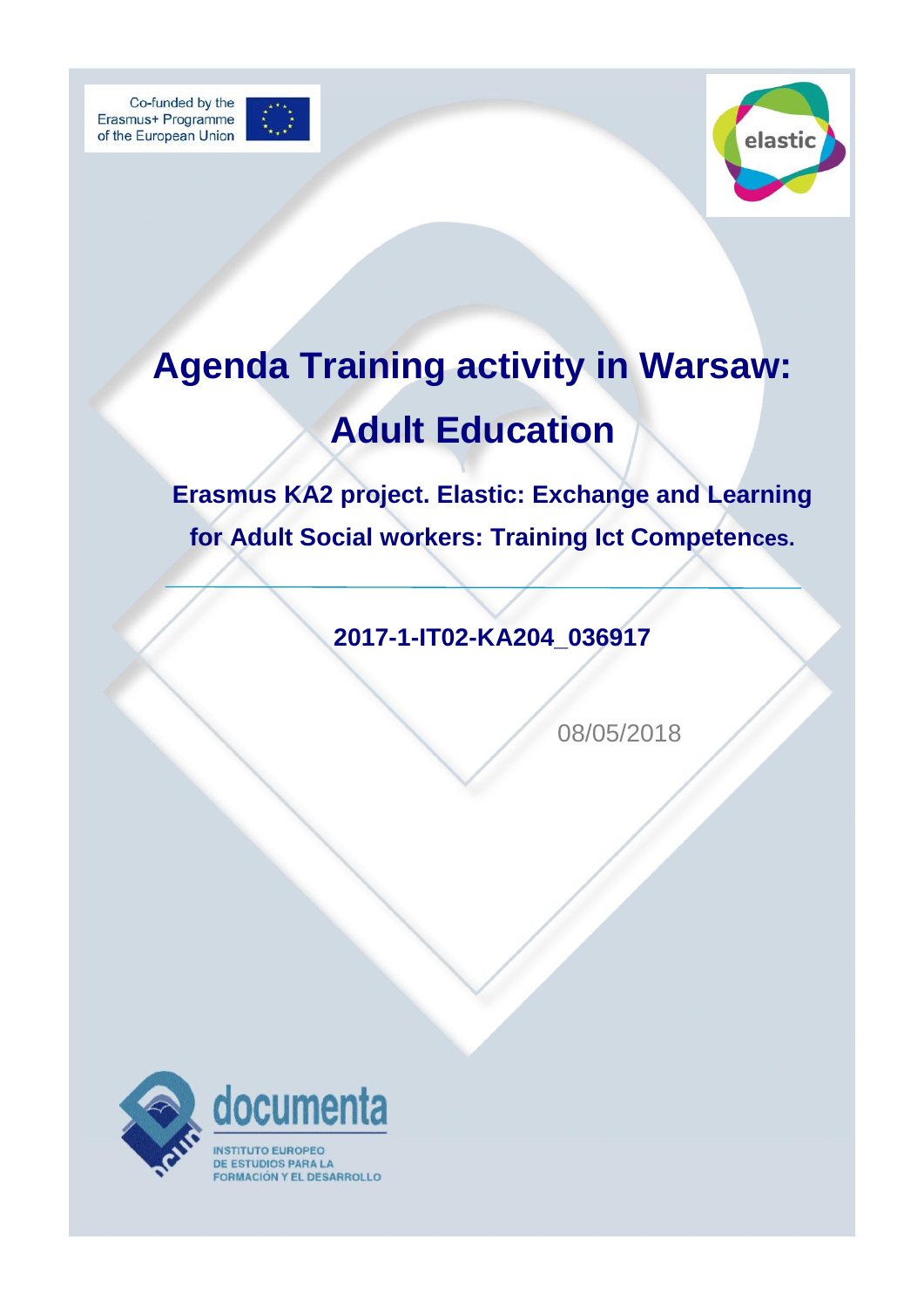Co-funded by the Erasmus+ Programme of the European Union

elastic

# Agenda Training activity in Warsaw: Adult Education

## Erasmus KA2 project. Elastic: Exchange and Learning for Adult Social workers: Training Ict Competences.

---

**2017-1-IT02-KA204_036917**

08/05/2018

documenta

INSTITUTO EUROPEO DE ESTUDIOS PARA LA FORMACIÓN Y EL DESARROLLO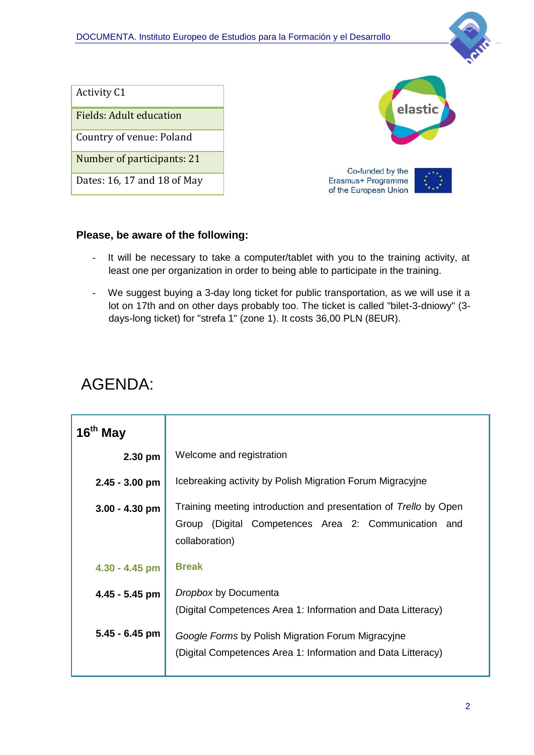| Activity C1 |
|---|
| Fields: Adult education |
| Country of venue: Poland |
| Number of participants: 21 |
| Dates: 16, 17 and 18 of May |

Co-funded by the Erasmus+ Programme of the European Union

**Please, be aware of the following:**

- It will be necessary to take a computer/tablet with you to the training activity, at least one per organization in order to being able to participate in the training.
- We suggest buying a 3-day long ticket for public transportation, as we will use it a lot on 17th and on other days probably too. The ticket is called "bilet-3-dniowy" (3-days-long ticket) for "strefa 1" (zone 1). It costs 36,00 PLN (8EUR).

# AGENDA:

| **16th May** | |
|---|---|
| **2.30 pm** | Welcome and registration |
| **2.45 - 3.00 pm** | Icebreaking activity by Polish Migration Forum Migracyjne |
| **3.00 - 4.30 pm** | Training meeting introduction and presentation of *Trello* by Open Group (Digital Competences Area 2: Communication and collaboration) |
| **4.30 - 4.45 pm** | **Break** |
| **4.45 - 5.45 pm** | *Dropbox* by Documenta<br>(Digital Competences Area 1: Information and Data Litteracy) |
| **5.45 - 6.45 pm** | *Google Forms* by Polish Migration Forum Migracyjne<br>(Digital Competences Area 1: Information and Data Litteracy) |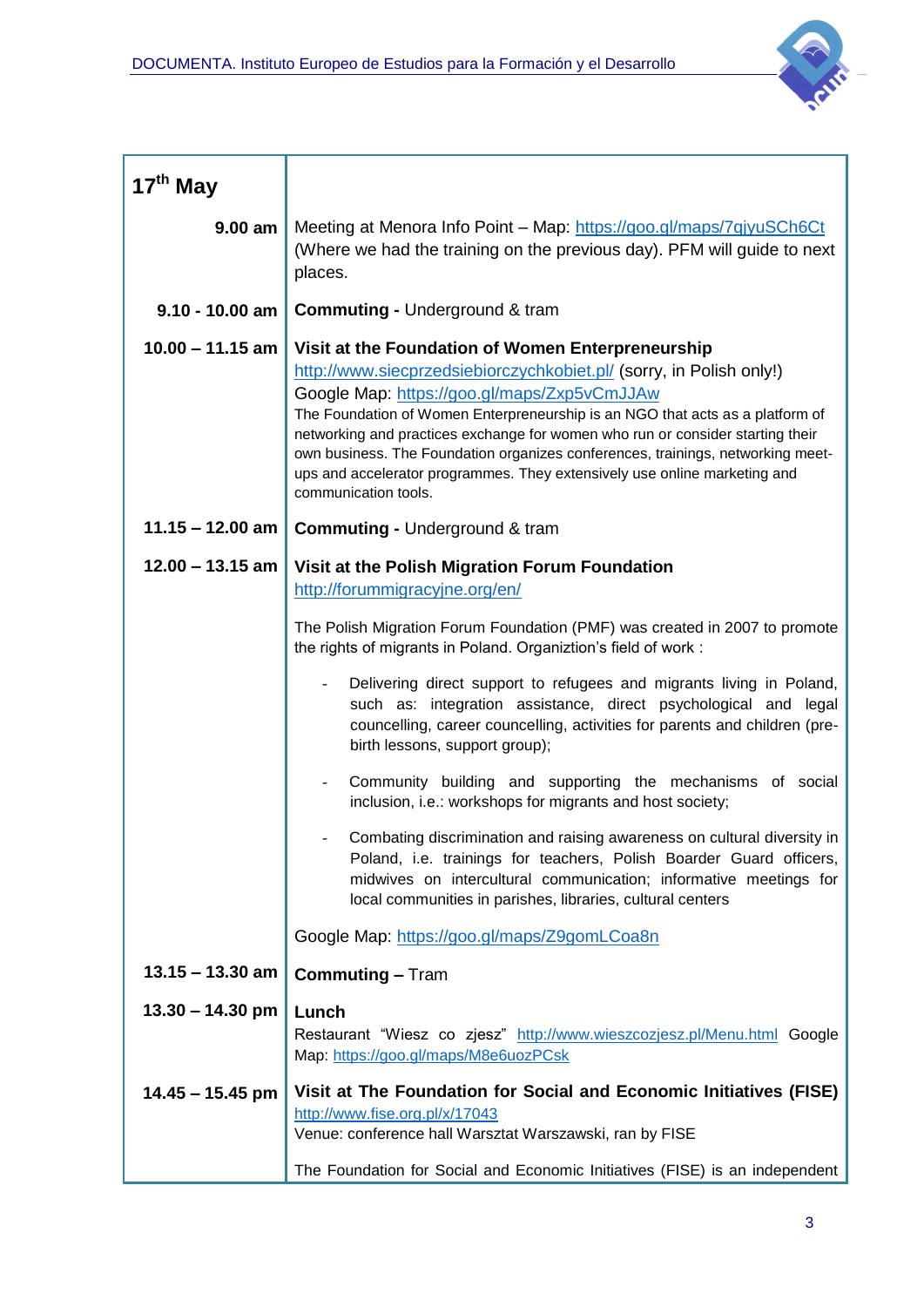| 17th May | |
|---|---|
| **9.00 am** | Meeting at Menora Info Point – Map: https://goo.gl/maps/7qjyuSCh6Ct (Where we had the training on the previous day). PFM will guide to next places. |
| **9.10 - 10.00 am** | **Commuting -** Underground & tram |
| **10.00 – 11.15 am** | **Visit at the Foundation of Women Enterpreneurship** http://www.siecprzedsiebiorczychkobiet.pl/ (sorry, in Polish only!) Google Map: https://goo.gl/maps/Zxp5vCmJJAw The Foundation of Women Enterpreneurship is an NGO that acts as a platform of networking and practices exchange for women who run or consider starting their own business. The Foundation organizes conferences, trainings, networking meet-ups and accelerator programmes. They extensively use online marketing and communication tools. |
| **11.15 – 12.00 am** | **Commuting -** Underground & tram |
| **12.00 – 13.15 am** | **Visit at the Polish Migration Forum Foundation** http://forummigracyjne.org/en/ <br><br> The Polish Migration Forum Foundation (PMF) was created in 2007 to promote the rights of migrants in Poland. Organiztion's field of work : <br> - Delivering direct support to refugees and migrants living in Poland, such as: integration assistance, direct psychological and legal councelling, career councelling, activities for parents and children (pre-birth lessons, support group); <br> - Community building and supporting the mechanisms of social inclusion, i.e.: workshops for migrants and host society; <br> - Combating discrimination and raising awareness on cultural diversity in Poland, i.e. trainings for teachers, Polish Boarder Guard officers, midwives on intercultural communication; informative meetings for local communities in parishes, libraries, cultural centers <br><br> Google Map: https://goo.gl/maps/Z9gomLCoa8n |
| **13.15 – 13.30 am** | **Commuting –** Tram |
| **13.30 – 14.30 pm** | **Lunch** <br> Restaurant "Wiesz co zjesz" http://www.wieszcozjesz.pl/Menu.html Google Map: https://goo.gl/maps/M8e6uozPCsk |
| **14.45 – 15.45 pm** | **Visit at The Foundation for Social and Economic Initiatives (FISE)** http://www.fise.org.pl/x/17043 <br> Venue: conference hall Warsztat Warszawski, ran by FISE <br><br> The Foundation for Social and Economic Initiatives (FISE) is an independent |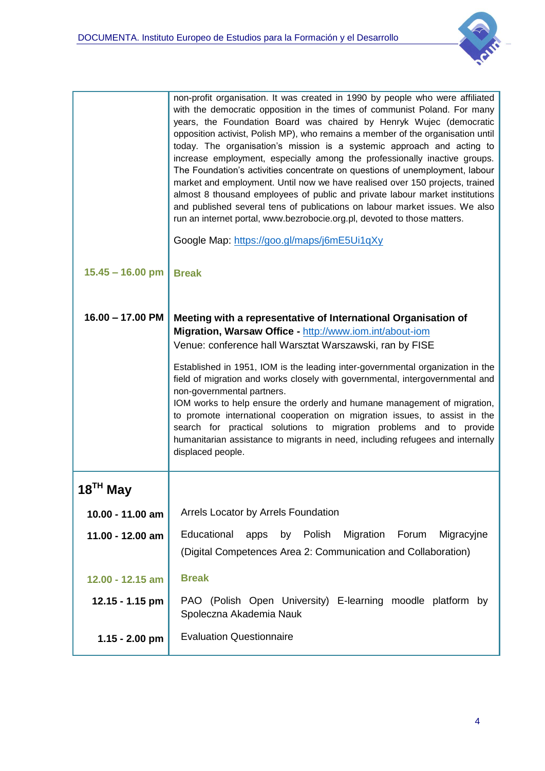| | |
|---|---|
| | non-profit organisation. It was created in 1990 by people who were affiliated with the democratic opposition in the times of communist Poland. For many years, the Foundation Board was chaired by Henryk Wujec (democratic opposition activist, Polish MP), who remains a member of the organisation until today. The organisation's mission is a systemic approach and acting to increase employment, especially among the professionally inactive groups. The Foundation's activities concentrate on questions of unemployment, labour market and employment. Until now we have realised over 150 projects, trained almost 8 thousand employees of public and private labour market institutions and published several tens of publications on labour market issues. We also run an internet portal, www.bezrobocie.org.pl, devoted to those matters.<br><br>Google Map: https://goo.gl/maps/j6mE5Ui1qXy |
| **15.45 – 16.00 pm** | **Break** |
| **16.00 – 17.00 PM** | **Meeting with a representative of International Organisation of Migration, Warsaw Office -** http://www.iom.int/about-iom<br>Venue: conference hall Warsztat Warszawski, ran by FISE<br><br>Established in 1951, IOM is the leading inter-governmental organization in the field of migration and works closely with governmental, intergovernmental and non-governmental partners.<br>IOM works to help ensure the orderly and humane management of migration, to promote international cooperation on migration issues, to assist in the search for practical solutions to migration problems and to provide humanitarian assistance to migrants in need, including refugees and internally displaced people. |
| **18TH May** | |
| **10.00 - 11.00 am** | Arrels Locator by Arrels Foundation |
| **11.00 - 12.00 am** | Educational apps by Polish Migration Forum Migracyjne (Digital Competences Area 2: Communication and Collaboration) |
| **12.00 - 12.15 am** | **Break** |
| **12.15 - 1.15 pm** | PAO (Polish Open University) E-learning moodle platform by Spoleczna Akademia Nauk |
| **1.15 - 2.00 pm** | Evaluation Questionnaire |